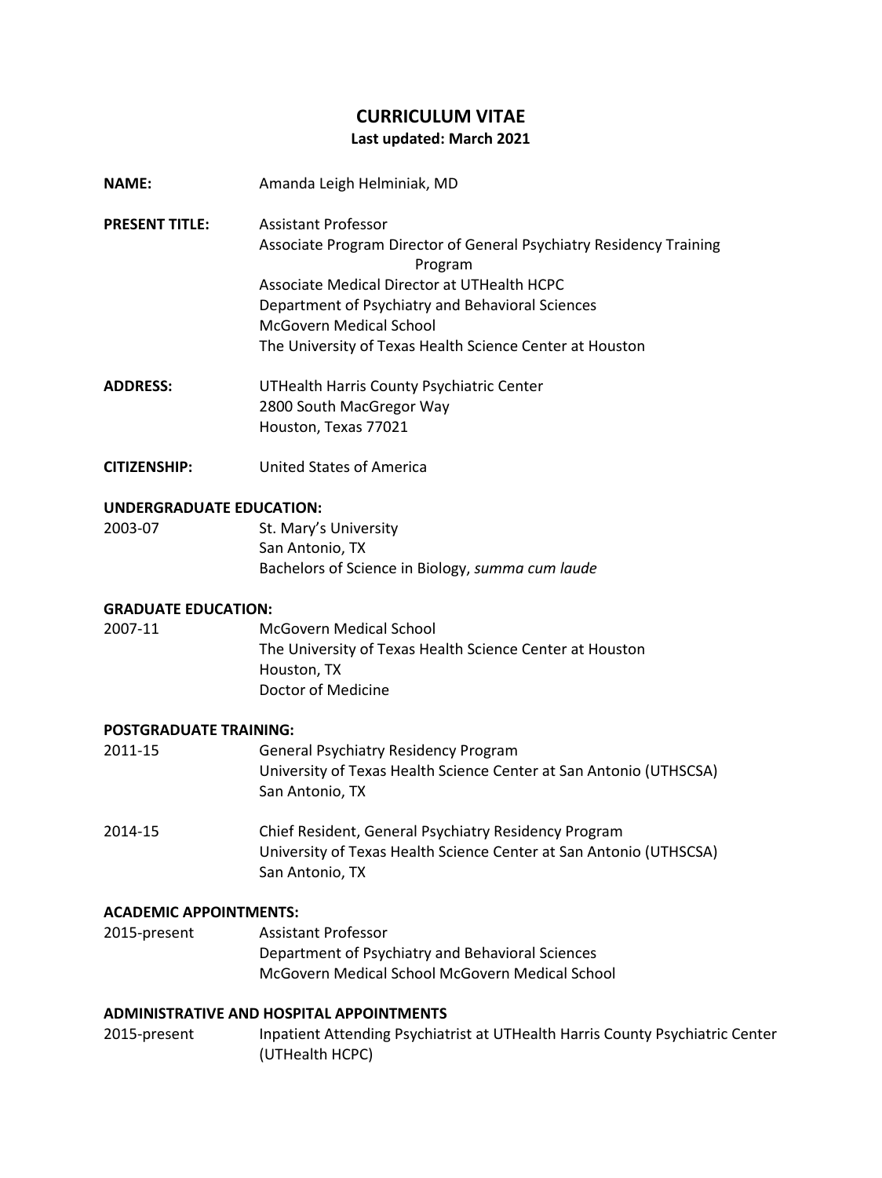# CURRICULUM VITAE

**Last updated: March 2021**

**NAME:** Amanda Leigh Helminiak, MD

**PRESENT TITLE:** Assistant Professor
Associate Program Director of General Psychiatry Residency Training Program
Associate Medical Director at UTHealth HCPC
Department of Psychiatry and Behavioral Sciences
McGovern Medical School
The University of Texas Health Science Center at Houston

**ADDRESS:** UTHealth Harris County Psychiatric Center
2800 South MacGregor Way
Houston, Texas 77021

**CITIZENSHIP:** United States of America

## UNDERGRADUATE EDUCATION:

2003-07 St. Mary's University
San Antonio, TX
Bachelors of Science in Biology, *summa cum laude*

## GRADUATE EDUCATION:

2007-11 McGovern Medical School
The University of Texas Health Science Center at Houston
Houston, TX
Doctor of Medicine

## POSTGRADUATE TRAINING:

2011-15 General Psychiatry Residency Program
University of Texas Health Science Center at San Antonio (UTHSCSA)
San Antonio, TX

2014-15 Chief Resident, General Psychiatry Residency Program
University of Texas Health Science Center at San Antonio (UTHSCSA)
San Antonio, TX

## ACADEMIC APPOINTMENTS:

2015-present Assistant Professor
Department of Psychiatry and Behavioral Sciences
McGovern Medical School McGovern Medical School

## ADMINISTRATIVE AND HOSPITAL APPOINTMENTS

2015-present Inpatient Attending Psychiatrist at UTHealth Harris County Psychiatric Center (UTHealth HCPC)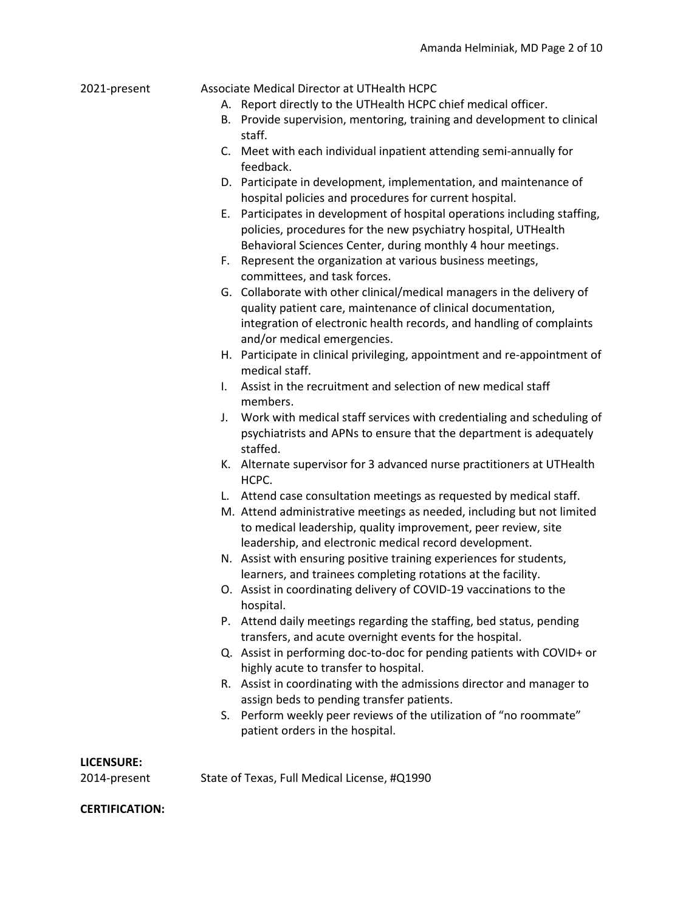2021-present Associate Medical Director at UTHealth HCPC

A. Report directly to the UTHealth HCPC chief medical officer.
B. Provide supervision, mentoring, training and development to clinical staff.
C. Meet with each individual inpatient attending semi-annually for feedback.
D. Participate in development, implementation, and maintenance of hospital policies and procedures for current hospital.
E. Participates in development of hospital operations including staffing, policies, procedures for the new psychiatry hospital, UTHealth Behavioral Sciences Center, during monthly 4 hour meetings.
F. Represent the organization at various business meetings, committees, and task forces.
G. Collaborate with other clinical/medical managers in the delivery of quality patient care, maintenance of clinical documentation, integration of electronic health records, and handling of complaints and/or medical emergencies.
H. Participate in clinical privileging, appointment and re-appointment of medical staff.
I. Assist in the recruitment and selection of new medical staff members.
J. Work with medical staff services with credentialing and scheduling of psychiatrists and APNs to ensure that the department is adequately staffed.
K. Alternate supervisor for 3 advanced nurse practitioners at UTHealth HCPC.
L. Attend case consultation meetings as requested by medical staff.
M. Attend administrative meetings as needed, including but not limited to medical leadership, quality improvement, peer review, site leadership, and electronic medical record development.
N. Assist with ensuring positive training experiences for students, learners, and trainees completing rotations at the facility.
O. Assist in coordinating delivery of COVID-19 vaccinations to the hospital.
P. Attend daily meetings regarding the staffing, bed status, pending transfers, and acute overnight events for the hospital.
Q. Assist in performing doc-to-doc for pending patients with COVID+ or highly acute to transfer to hospital.
R. Assist in coordinating with the admissions director and manager to assign beds to pending transfer patients.
S. Perform weekly peer reviews of the utilization of "no roommate" patient orders in the hospital.

**LICENSURE:**

2014-present State of Texas, Full Medical License, #Q1990

**CERTIFICATION:**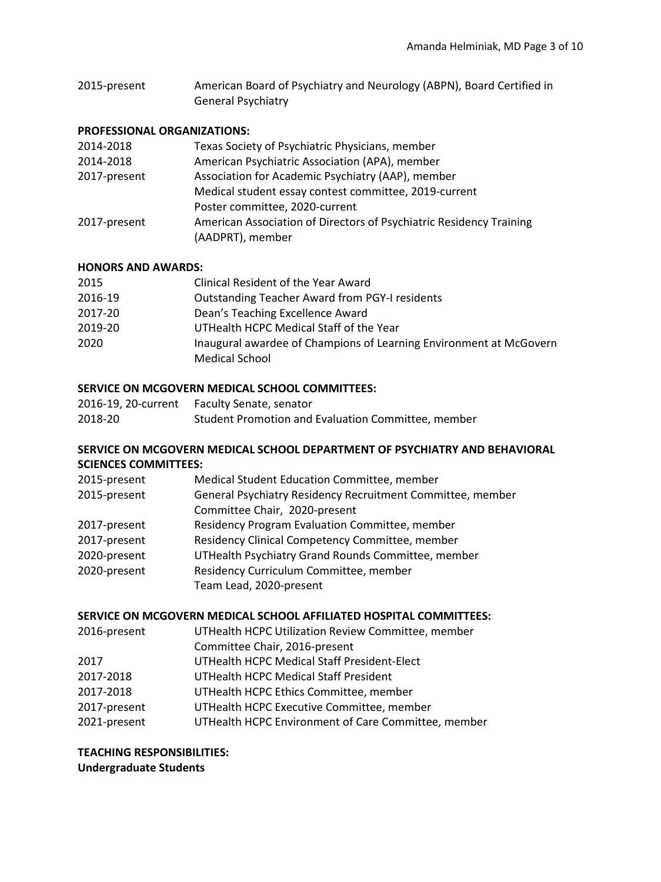2015-present American Board of Psychiatry and Neurology (ABPN), Board Certified in General Psychiatry

**PROFESSIONAL ORGANIZATIONS:**

2014-2018 Texas Society of Psychiatric Physicians, member
2014-2018 American Psychiatric Association (APA), member
2017-present Association for Academic Psychiatry (AAP), member
Medical student essay contest committee, 2019-current
Poster committee, 2020-current
2017-present American Association of Directors of Psychiatric Residency Training (AADPRT), member

**HONORS AND AWARDS:**

2015 Clinical Resident of the Year Award
2016-19 Outstanding Teacher Award from PGY-I residents
2017-20 Dean's Teaching Excellence Award
2019-20 UTHealth HCPC Medical Staff of the Year
2020 Inaugural awardee of Champions of Learning Environment at McGovern Medical School

**SERVICE ON MCGOVERN MEDICAL SCHOOL COMMITTEES:**

2016-19, 20-current Faculty Senate, senator
2018-20 Student Promotion and Evaluation Committee, member

**SERVICE ON MCGOVERN MEDICAL SCHOOL DEPARTMENT OF PSYCHIATRY AND BEHAVIORAL SCIENCES COMMITTEES:**

2015-present Medical Student Education Committee, member
2015-present General Psychiatry Residency Recruitment Committee, member
Committee Chair, 2020-present
2017-present Residency Program Evaluation Committee, member
2017-present Residency Clinical Competency Committee, member
2020-present UTHealth Psychiatry Grand Rounds Committee, member
2020-present Residency Curriculum Committee, member
Team Lead, 2020-present

**SERVICE ON MCGOVERN MEDICAL SCHOOL AFFILIATED HOSPITAL COMMITTEES:**

2016-present UTHealth HCPC Utilization Review Committee, member
Committee Chair, 2016-present
2017 UTHealth HCPC Medical Staff President-Elect
2017-2018 UTHealth HCPC Medical Staff President
2017-2018 UTHealth HCPC Ethics Committee, member
2017-present UTHealth HCPC Executive Committee, member
2021-present UTHealth HCPC Environment of Care Committee, member

**TEACHING RESPONSIBILITIES:**

**Undergraduate Students**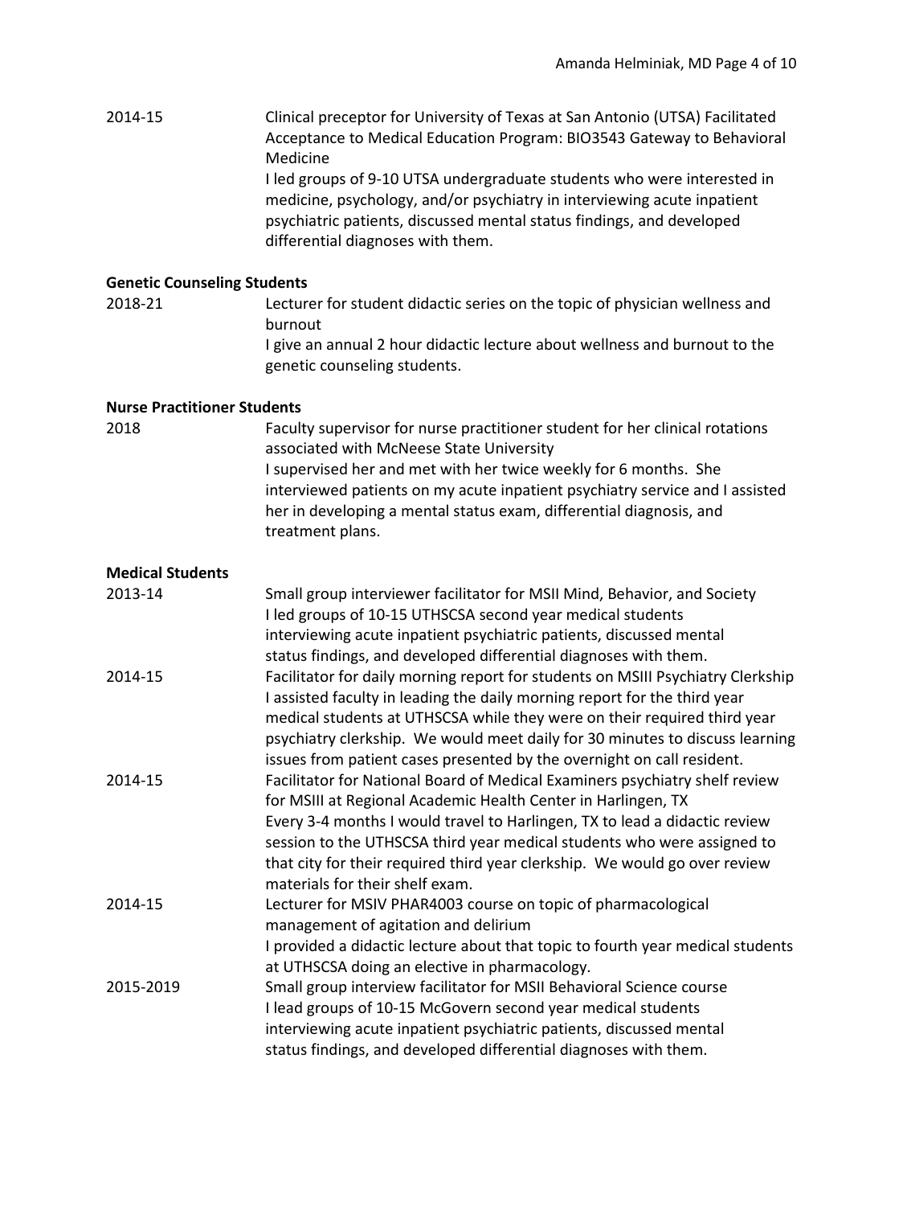2014-15 Clinical preceptor for University of Texas at San Antonio (UTSA) Facilitated Acceptance to Medical Education Program: BIO3543 Gateway to Behavioral Medicine
I led groups of 9-10 UTSA undergraduate students who were interested in medicine, psychology, and/or psychiatry in interviewing acute inpatient psychiatric patients, discussed mental status findings, and developed differential diagnoses with them.

**Genetic Counseling Students**

2018-21 Lecturer for student didactic series on the topic of physician wellness and burnout
I give an annual 2 hour didactic lecture about wellness and burnout to the genetic counseling students.

**Nurse Practitioner Students**

2018 Faculty supervisor for nurse practitioner student for her clinical rotations associated with McNeese State University
I supervised her and met with her twice weekly for 6 months. She interviewed patients on my acute inpatient psychiatry service and I assisted her in developing a mental status exam, differential diagnosis, and treatment plans.

**Medical Students**

2013-14 Small group interviewer facilitator for MSII Mind, Behavior, and Society
I led groups of 10-15 UTHSCSA second year medical students interviewing acute inpatient psychiatric patients, discussed mental status findings, and developed differential diagnoses with them.

2014-15 Facilitator for daily morning report for students on MSIII Psychiatry Clerkship
I assisted faculty in leading the daily morning report for the third year medical students at UTHSCSA while they were on their required third year psychiatry clerkship. We would meet daily for 30 minutes to discuss learning issues from patient cases presented by the overnight on call resident.

2014-15 Facilitator for National Board of Medical Examiners psychiatry shelf review for MSIII at Regional Academic Health Center in Harlingen, TX
Every 3-4 months I would travel to Harlingen, TX to lead a didactic review session to the UTHSCSA third year medical students who were assigned to that city for their required third year clerkship. We would go over review materials for their shelf exam.

2014-15 Lecturer for MSIV PHAR4003 course on topic of pharmacological management of agitation and delirium
I provided a didactic lecture about that topic to fourth year medical students at UTHSCSA doing an elective in pharmacology.

2015-2019 Small group interview facilitator for MSII Behavioral Science course
I lead groups of 10-15 McGovern second year medical students interviewing acute inpatient psychiatric patients, discussed mental status findings, and developed differential diagnoses with them.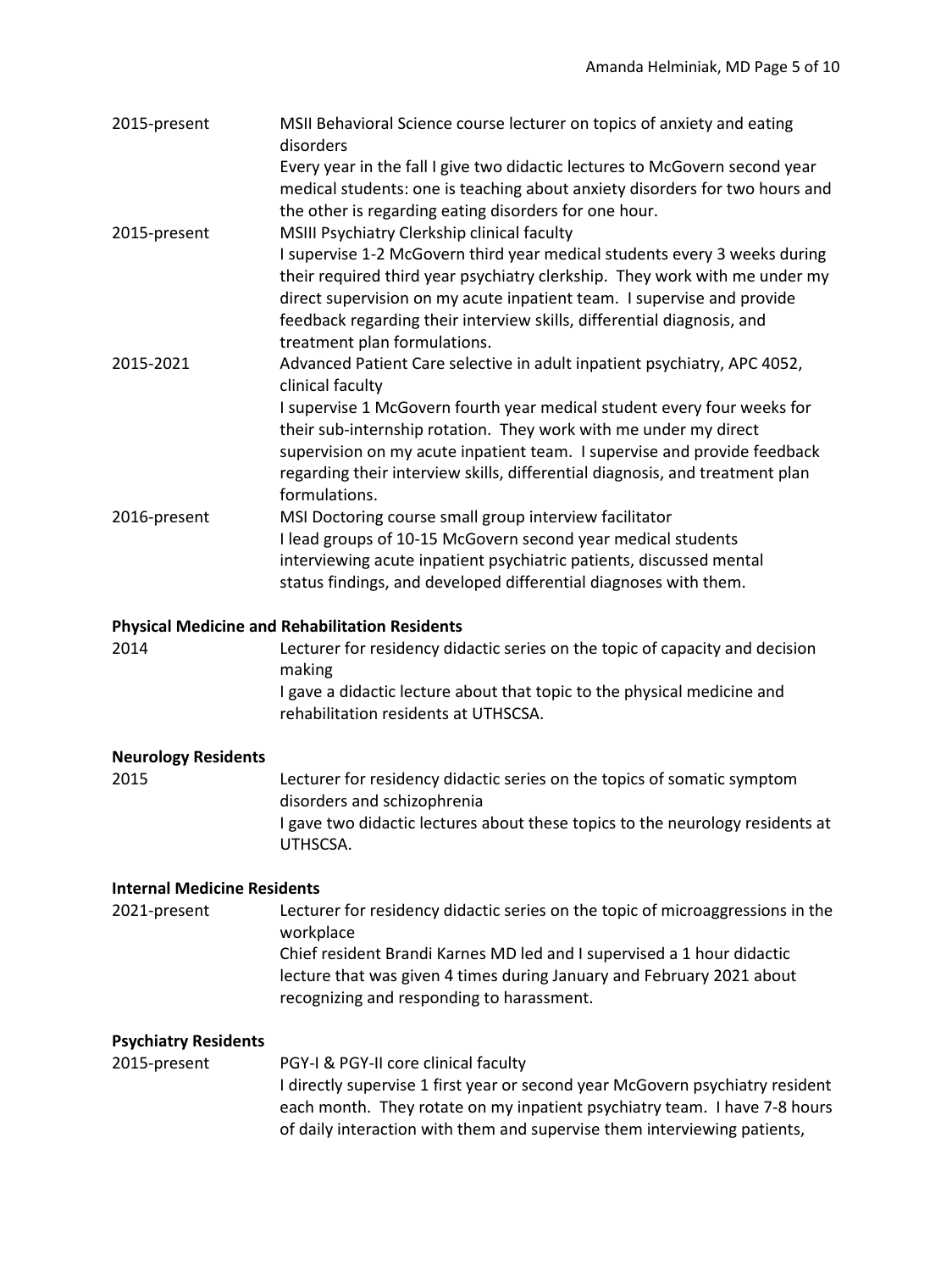2015-present MSII Behavioral Science course lecturer on topics of anxiety and eating disorders

Every year in the fall I give two didactic lectures to McGovern second year medical students: one is teaching about anxiety disorders for two hours and the other is regarding eating disorders for one hour.

2015-present MSIII Psychiatry Clerkship clinical faculty

I supervise 1-2 McGovern third year medical students every 3 weeks during their required third year psychiatry clerkship. They work with me under my direct supervision on my acute inpatient team. I supervise and provide feedback regarding their interview skills, differential diagnosis, and treatment plan formulations.

2015-2021 Advanced Patient Care selective in adult inpatient psychiatry, APC 4052, clinical faculty

I supervise 1 McGovern fourth year medical student every four weeks for their sub-internship rotation. They work with me under my direct supervision on my acute inpatient team. I supervise and provide feedback regarding their interview skills, differential diagnosis, and treatment plan formulations.

2016-present MSI Doctoring course small group interview facilitator

I lead groups of 10-15 McGovern second year medical students interviewing acute inpatient psychiatric patients, discussed mental status findings, and developed differential diagnoses with them.

**Physical Medicine and Rehabilitation Residents**

2014 Lecturer for residency didactic series on the topic of capacity and decision making

I gave a didactic lecture about that topic to the physical medicine and rehabilitation residents at UTHSCSA.

**Neurology Residents**

2015 Lecturer for residency didactic series on the topics of somatic symptom disorders and schizophrenia

I gave two didactic lectures about these topics to the neurology residents at UTHSCSA.

**Internal Medicine Residents**

2021-present Lecturer for residency didactic series on the topic of microaggressions in the workplace

Chief resident Brandi Karnes MD led and I supervised a 1 hour didactic lecture that was given 4 times during January and February 2021 about recognizing and responding to harassment.

**Psychiatry Residents**

2015-present PGY-I & PGY-II core clinical faculty

I directly supervise 1 first year or second year McGovern psychiatry resident each month. They rotate on my inpatient psychiatry team. I have 7-8 hours of daily interaction with them and supervise them interviewing patients,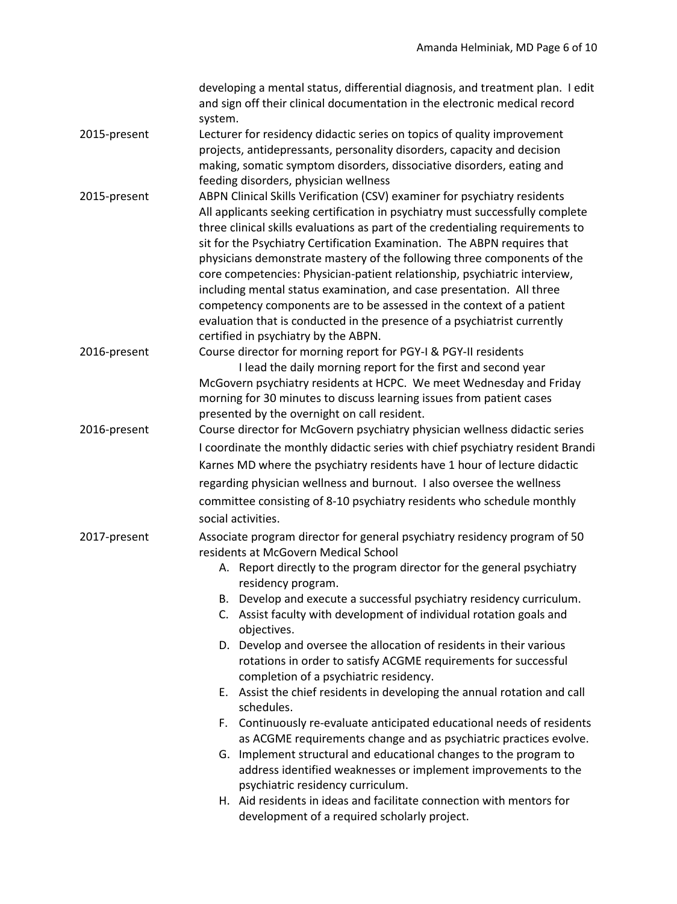developing a mental status, differential diagnosis, and treatment plan. I edit and sign off their clinical documentation in the electronic medical record system.

2015-present — Lecturer for residency didactic series on topics of quality improvement projects, antidepressants, personality disorders, capacity and decision making, somatic symptom disorders, dissociative disorders, eating and feeding disorders, physician wellness

2015-present — ABPN Clinical Skills Verification (CSV) examiner for psychiatry residents
All applicants seeking certification in psychiatry must successfully complete three clinical skills evaluations as part of the credentialing requirements to sit for the Psychiatry Certification Examination. The ABPN requires that physicians demonstrate mastery of the following three components of the core competencies: Physician-patient relationship, psychiatric interview, including mental status examination, and case presentation. All three competency components are to be assessed in the context of a patient evaluation that is conducted in the presence of a psychiatrist currently certified in psychiatry by the ABPN.

2016-present — Course director for morning report for PGY-I & PGY-II residents
I lead the daily morning report for the first and second year McGovern psychiatry residents at HCPC. We meet Wednesday and Friday morning for 30 minutes to discuss learning issues from patient cases presented by the overnight on call resident.

2016-present — Course director for McGovern psychiatry physician wellness didactic series
I coordinate the monthly didactic series with chief psychiatry resident Brandi Karnes MD where the psychiatry residents have 1 hour of lecture didactic regarding physician wellness and burnout. I also oversee the wellness committee consisting of 8-10 psychiatry residents who schedule monthly social activities.

2017-present — Associate program director for general psychiatry residency program of 50 residents at McGovern Medical School

A. Report directly to the program director for the general psychiatry residency program.
B. Develop and execute a successful psychiatry residency curriculum.
C. Assist faculty with development of individual rotation goals and objectives.
D. Develop and oversee the allocation of residents in their various rotations in order to satisfy ACGME requirements for successful completion of a psychiatric residency.
E. Assist the chief residents in developing the annual rotation and call schedules.
F. Continuously re-evaluate anticipated educational needs of residents as ACGME requirements change and as psychiatric practices evolve.
G. Implement structural and educational changes to the program to address identified weaknesses or implement improvements to the psychiatric residency curriculum.
H. Aid residents in ideas and facilitate connection with mentors for development of a required scholarly project.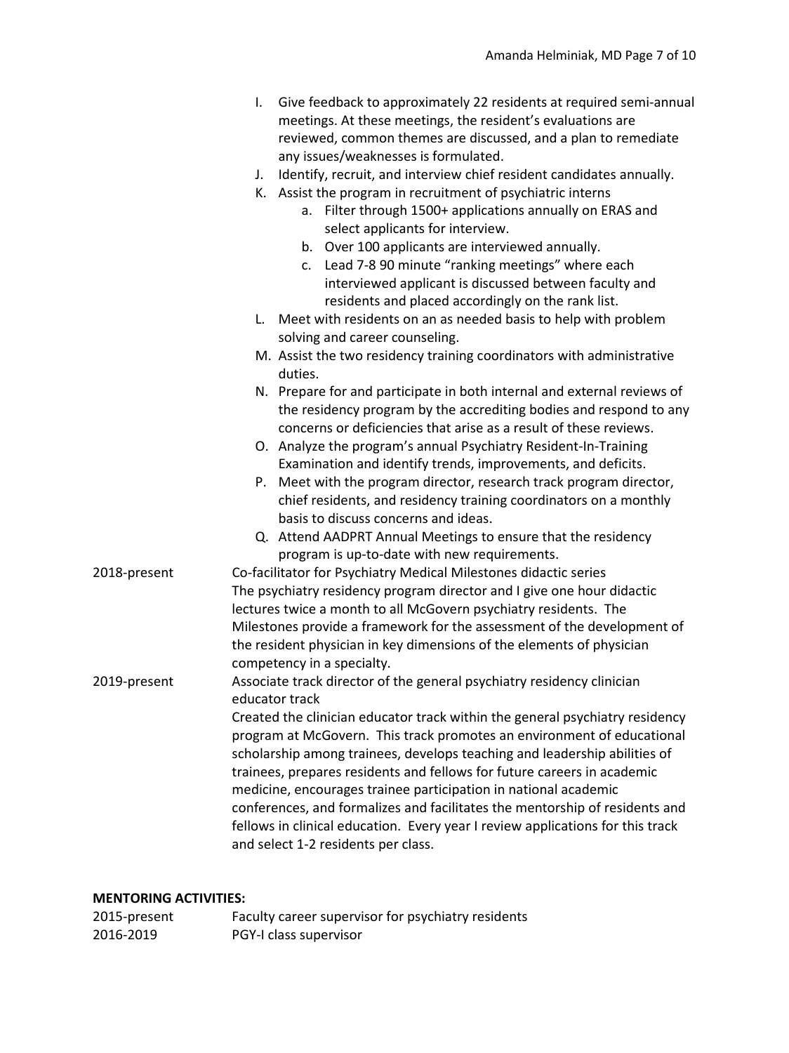I. Give feedback to approximately 22 residents at required semi-annual meetings. At these meetings, the resident's evaluations are reviewed, common themes are discussed, and a plan to remediate any issues/weaknesses is formulated.
J. Identify, recruit, and interview chief resident candidates annually.
K. Assist the program in recruitment of psychiatric interns
    a. Filter through 1500+ applications annually on ERAS and select applicants for interview.
    b. Over 100 applicants are interviewed annually.
    c. Lead 7-8 90 minute "ranking meetings" where each interviewed applicant is discussed between faculty and residents and placed accordingly on the rank list.
L. Meet with residents on an as needed basis to help with problem solving and career counseling.
M. Assist the two residency training coordinators with administrative duties.
N. Prepare for and participate in both internal and external reviews of the residency program by the accrediting bodies and respond to any concerns or deficiencies that arise as a result of these reviews.
O. Analyze the program's annual Psychiatry Resident-In-Training Examination and identify trends, improvements, and deficits.
P. Meet with the program director, research track program director, chief residents, and residency training coordinators on a monthly basis to discuss concerns and ideas.
Q. Attend AADPRT Annual Meetings to ensure that the residency program is up-to-date with new requirements.

2018-present — Co-facilitator for Psychiatry Medical Milestones didactic series
The psychiatry residency program director and I give one hour didactic lectures twice a month to all McGovern psychiatry residents. The Milestones provide a framework for the assessment of the development of the resident physician in key dimensions of the elements of physician competency in a specialty.

2019-present — Associate track director of the general psychiatry residency clinician educator track
Created the clinician educator track within the general psychiatry residency program at McGovern. This track promotes an environment of educational scholarship among trainees, develops teaching and leadership abilities of trainees, prepares residents and fellows for future careers in academic medicine, encourages trainee participation in national academic conferences, and formalizes and facilitates the mentorship of residents and fellows in clinical education. Every year I review applications for this track and select 1-2 residents per class.

**MENTORING ACTIVITIES:**

2015-present — Faculty career supervisor for psychiatry residents

2016-2019 — PGY-I class supervisor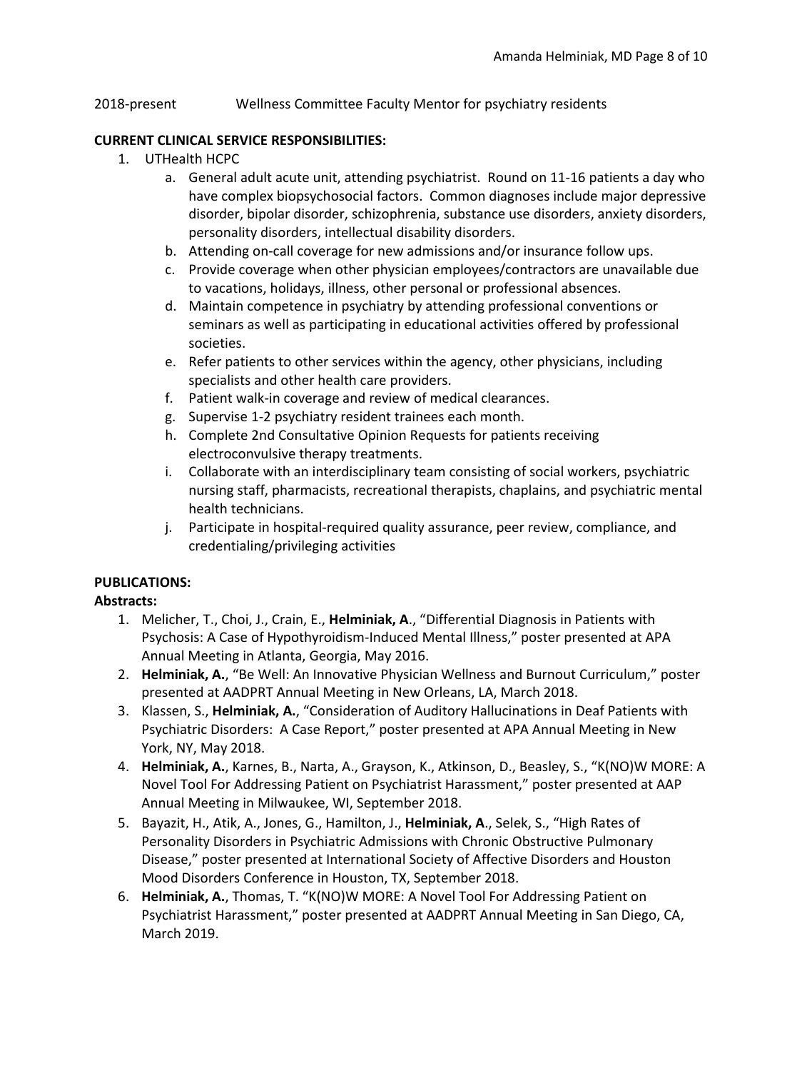2018-present Wellness Committee Faculty Mentor for psychiatry residents

**CURRENT CLINICAL SERVICE RESPONSIBILITIES:**

1. UTHealth HCPC
   a. General adult acute unit, attending psychiatrist. Round on 11-16 patients a day who have complex biopsychosocial factors. Common diagnoses include major depressive disorder, bipolar disorder, schizophrenia, substance use disorders, anxiety disorders, personality disorders, intellectual disability disorders.
   b. Attending on-call coverage for new admissions and/or insurance follow ups.
   c. Provide coverage when other physician employees/contractors are unavailable due to vacations, holidays, illness, other personal or professional absences.
   d. Maintain competence in psychiatry by attending professional conventions or seminars as well as participating in educational activities offered by professional societies.
   e. Refer patients to other services within the agency, other physicians, including specialists and other health care providers.
   f. Patient walk-in coverage and review of medical clearances.
   g. Supervise 1-2 psychiatry resident trainees each month.
   h. Complete 2nd Consultative Opinion Requests for patients receiving electroconvulsive therapy treatments.
   i. Collaborate with an interdisciplinary team consisting of social workers, psychiatric nursing staff, pharmacists, recreational therapists, chaplains, and psychiatric mental health technicians.
   j. Participate in hospital-required quality assurance, peer review, compliance, and credentialing/privileging activities

**PUBLICATIONS:**

**Abstracts:**

1. Melicher, T., Choi, J., Crain, E., **Helminiak, A**., "Differential Diagnosis in Patients with Psychosis: A Case of Hypothyroidism-Induced Mental Illness," poster presented at APA Annual Meeting in Atlanta, Georgia, May 2016.
2. **Helminiak, A.**, "Be Well: An Innovative Physician Wellness and Burnout Curriculum," poster presented at AADPRT Annual Meeting in New Orleans, LA, March 2018.
3. Klassen, S., **Helminiak, A.**, "Consideration of Auditory Hallucinations in Deaf Patients with Psychiatric Disorders: A Case Report," poster presented at APA Annual Meeting in New York, NY, May 2018.
4. **Helminiak, A.**, Karnes, B., Narta, A., Grayson, K., Atkinson, D., Beasley, S., "K(NO)W MORE: A Novel Tool For Addressing Patient on Psychiatrist Harassment," poster presented at AAP Annual Meeting in Milwaukee, WI, September 2018.
5. Bayazit, H., Atik, A., Jones, G., Hamilton, J., **Helminiak, A**., Selek, S., "High Rates of Personality Disorders in Psychiatric Admissions with Chronic Obstructive Pulmonary Disease," poster presented at International Society of Affective Disorders and Houston Mood Disorders Conference in Houston, TX, September 2018.
6. **Helminiak, A.**, Thomas, T. "K(NO)W MORE: A Novel Tool For Addressing Patient on Psychiatrist Harassment," poster presented at AADPRT Annual Meeting in San Diego, CA, March 2019.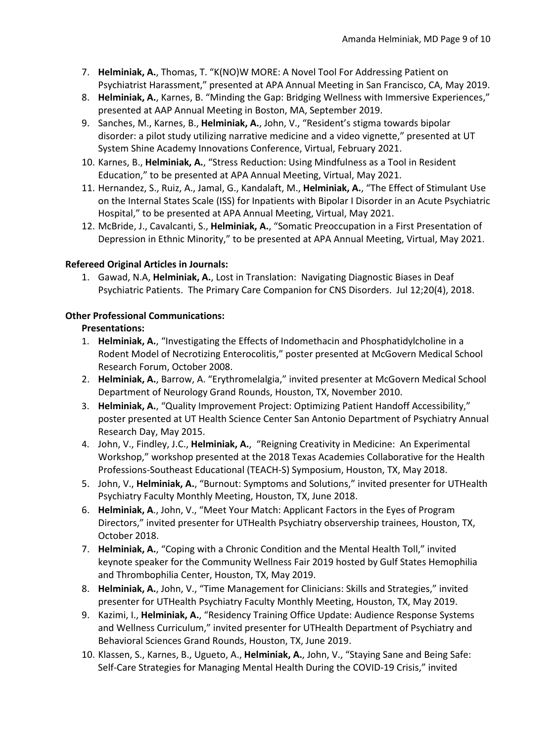7. **Helminiak, A.**, Thomas, T. "K(NO)W MORE: A Novel Tool For Addressing Patient on Psychiatrist Harassment," presented at APA Annual Meeting in San Francisco, CA, May 2019.
8. **Helminiak, A.**, Karnes, B. "Minding the Gap: Bridging Wellness with Immersive Experiences," presented at AAP Annual Meeting in Boston, MA, September 2019.
9. Sanches, M., Karnes, B., **Helminiak, A.**, John, V., "Resident's stigma towards bipolar disorder: a pilot study utilizing narrative medicine and a video vignette," presented at UT System Shine Academy Innovations Conference, Virtual, February 2021.
10. Karnes, B., **Helminiak, A.**, "Stress Reduction: Using Mindfulness as a Tool in Resident Education," to be presented at APA Annual Meeting, Virtual, May 2021.
11. Hernandez, S., Ruiz, A., Jamal, G., Kandalaft, M., **Helminiak, A.**, "The Effect of Stimulant Use on the Internal States Scale (ISS) for Inpatients with Bipolar I Disorder in an Acute Psychiatric Hospital," to be presented at APA Annual Meeting, Virtual, May 2021.
12. McBride, J., Cavalcanti, S., **Helminiak, A.**, "Somatic Preoccupation in a First Presentation of Depression in Ethnic Minority," to be presented at APA Annual Meeting, Virtual, May 2021.

**Refereed Original Articles in Journals:**

1. Gawad, N.A, **Helminiak, A.**, Lost in Translation: Navigating Diagnostic Biases in Deaf Psychiatric Patients. The Primary Care Companion for CNS Disorders. Jul 12;20(4), 2018.

**Other Professional Communications:**

**Presentations:**

1. **Helminiak, A.**, "Investigating the Effects of Indomethacin and Phosphatidylcholine in a Rodent Model of Necrotizing Enterocolitis," poster presented at McGovern Medical School Research Forum, October 2008.
2. **Helminiak, A.**, Barrow, A. "Erythromelalgia," invited presenter at McGovern Medical School Department of Neurology Grand Rounds, Houston, TX, November 2010.
3. **Helminiak, A.**, "Quality Improvement Project: Optimizing Patient Handoff Accessibility," poster presented at UT Health Science Center San Antonio Department of Psychiatry Annual Research Day, May 2015.
4. John, V., Findley, J.C., **Helminiak, A.**, "Reigning Creativity in Medicine: An Experimental Workshop," workshop presented at the 2018 Texas Academies Collaborative for the Health Professions-Southeast Educational (TEACH-S) Symposium, Houston, TX, May 2018.
5. John, V., **Helminiak, A.**, "Burnout: Symptoms and Solutions," invited presenter for UTHealth Psychiatry Faculty Monthly Meeting, Houston, TX, June 2018.
6. **Helminiak, A.**, John, V., "Meet Your Match: Applicant Factors in the Eyes of Program Directors," invited presenter for UTHealth Psychiatry observership trainees, Houston, TX, October 2018.
7. **Helminiak, A.**, "Coping with a Chronic Condition and the Mental Health Toll," invited keynote speaker for the Community Wellness Fair 2019 hosted by Gulf States Hemophilia and Thrombophilia Center, Houston, TX, May 2019.
8. **Helminiak, A.**, John, V., "Time Management for Clinicians: Skills and Strategies," invited presenter for UTHealth Psychiatry Faculty Monthly Meeting, Houston, TX, May 2019.
9. Kazimi, I., **Helminiak, A.**, "Residency Training Office Update: Audience Response Systems and Wellness Curriculum," invited presenter for UTHealth Department of Psychiatry and Behavioral Sciences Grand Rounds, Houston, TX, June 2019.
10. Klassen, S., Karnes, B., Ugueto, A., **Helminiak, A.**, John, V., "Staying Sane and Being Safe: Self-Care Strategies for Managing Mental Health During the COVID-19 Crisis," invited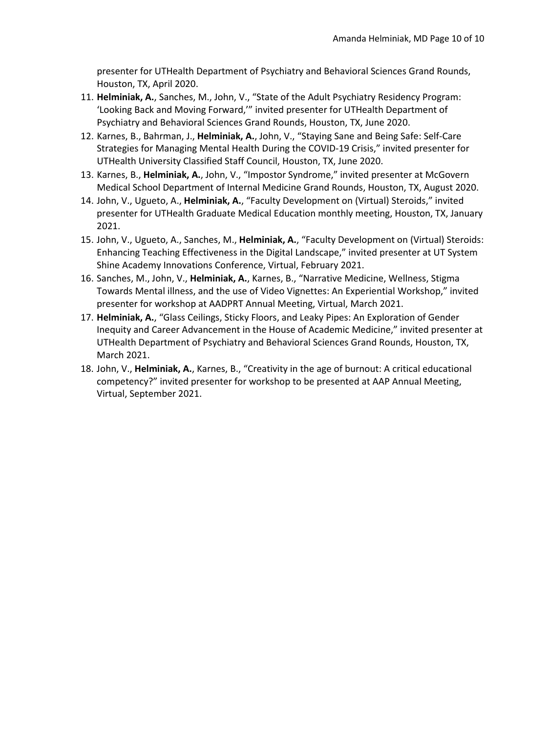presenter for UTHealth Department of Psychiatry and Behavioral Sciences Grand Rounds, Houston, TX, April 2020.

11. **Helminiak, A.**, Sanches, M., John, V., "State of the Adult Psychiatry Residency Program: 'Looking Back and Moving Forward,'" invited presenter for UTHealth Department of Psychiatry and Behavioral Sciences Grand Rounds, Houston, TX, June 2020.
12. Karnes, B., Bahrman, J., **Helminiak, A.**, John, V., "Staying Sane and Being Safe: Self-Care Strategies for Managing Mental Health During the COVID-19 Crisis," invited presenter for UTHealth University Classified Staff Council, Houston, TX, June 2020.
13. Karnes, B., **Helminiak, A.**, John, V., "Impostor Syndrome," invited presenter at McGovern Medical School Department of Internal Medicine Grand Rounds, Houston, TX, August 2020.
14. John, V., Ugueto, A., **Helminiak, A.**, "Faculty Development on (Virtual) Steroids," invited presenter for UTHealth Graduate Medical Education monthly meeting, Houston, TX, January 2021.
15. John, V., Ugueto, A., Sanches, M., **Helminiak, A.**, "Faculty Development on (Virtual) Steroids: Enhancing Teaching Effectiveness in the Digital Landscape," invited presenter at UT System Shine Academy Innovations Conference, Virtual, February 2021.
16. Sanches, M., John, V., **Helminiak, A.**, Karnes, B., "Narrative Medicine, Wellness, Stigma Towards Mental illness, and the use of Video Vignettes: An Experiential Workshop," invited presenter for workshop at AADPRT Annual Meeting, Virtual, March 2021.
17. **Helminiak, A.**, "Glass Ceilings, Sticky Floors, and Leaky Pipes: An Exploration of Gender Inequity and Career Advancement in the House of Academic Medicine," invited presenter at UTHealth Department of Psychiatry and Behavioral Sciences Grand Rounds, Houston, TX, March 2021.
18. John, V., **Helminiak, A.**, Karnes, B., "Creativity in the age of burnout: A critical educational competency?" invited presenter for workshop to be presented at AAP Annual Meeting, Virtual, September 2021.